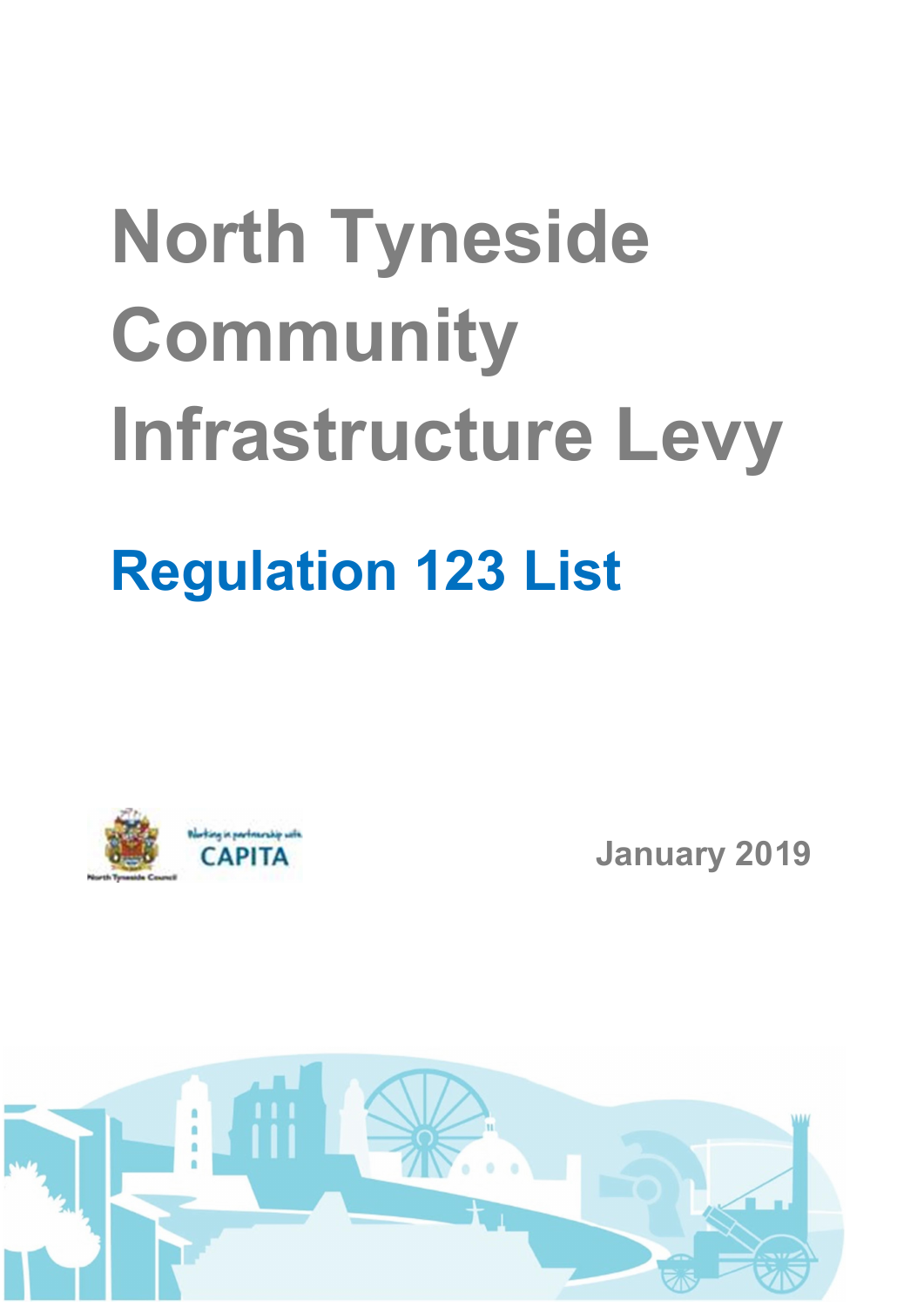# North Tyneside Community Infrastructure Levy

## Regulation 123 List

January 2019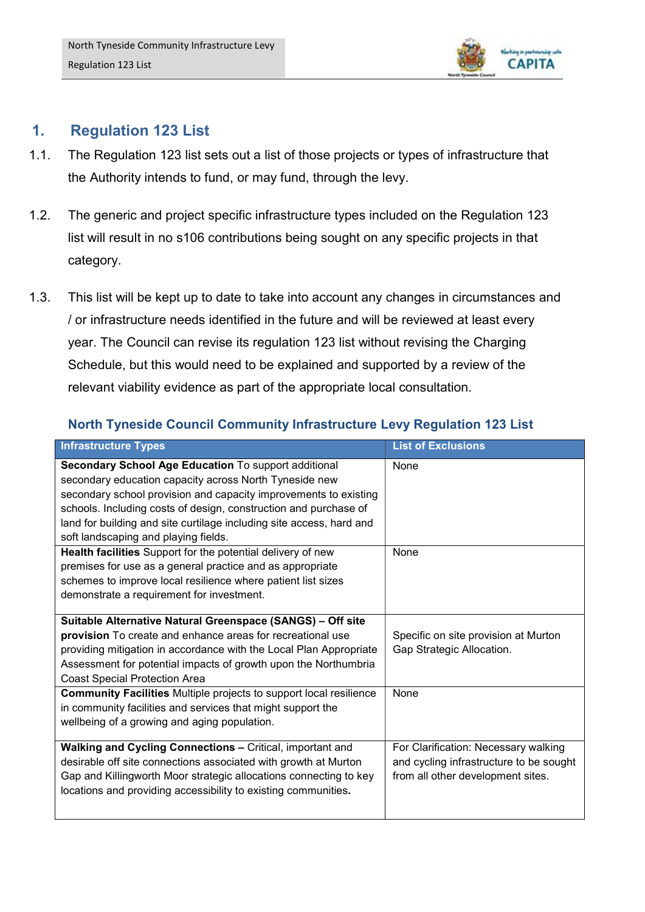## 1. Regulation 123 List

1.1. The Regulation 123 list sets out a list of those projects or types of infrastructure that the Authority intends to fund, or may fund, through the levy.

1.2. The generic and project specific infrastructure types included on the Regulation 123 list will result in no s106 contributions being sought on any specific projects in that category.

1.3. This list will be kept up to date to take into account any changes in circumstances and / or infrastructure needs identified in the future and will be reviewed at least every year. The Council can revise its regulation 123 list without revising the Charging Schedule, but this would need to be explained and supported by a review of the relevant viability evidence as part of the appropriate local consultation.

### North Tyneside Council Community Infrastructure Levy Regulation 123 List

| Infrastructure Types | List of Exclusions |
|---|---|
| **Secondary School Age Education** To support additional secondary education capacity across North Tyneside new secondary school provision and capacity improvements to existing schools. Including costs of design, construction and purchase of land for building and site curtilage including site access, hard and soft landscaping and playing fields. | None |
| **Health facilities** Support for the potential delivery of new premises for use as a general practice and as appropriate schemes to improve local resilience where patient list sizes demonstrate a requirement for investment. | None |
| **Suitable Alternative Natural Greenspace (SANGS) – Off site provision** To create and enhance areas for recreational use providing mitigation in accordance with the Local Plan Appropriate Assessment for potential impacts of growth upon the Northumbria Coast Special Protection Area | Specific on site provision at Murton Gap Strategic Allocation. |
| **Community Facilities** Multiple projects to support local resilience in community facilities and services that might support the wellbeing of a growing and aging population. | None |
| **Walking and Cycling Connections –** Critical, important and desirable off site connections associated with growth at Murton Gap and Killingworth Moor strategic allocations connecting to key locations and providing accessibility to existing communities**.** | For Clarification: Necessary walking and cycling infrastructure to be sought from all other development sites. |